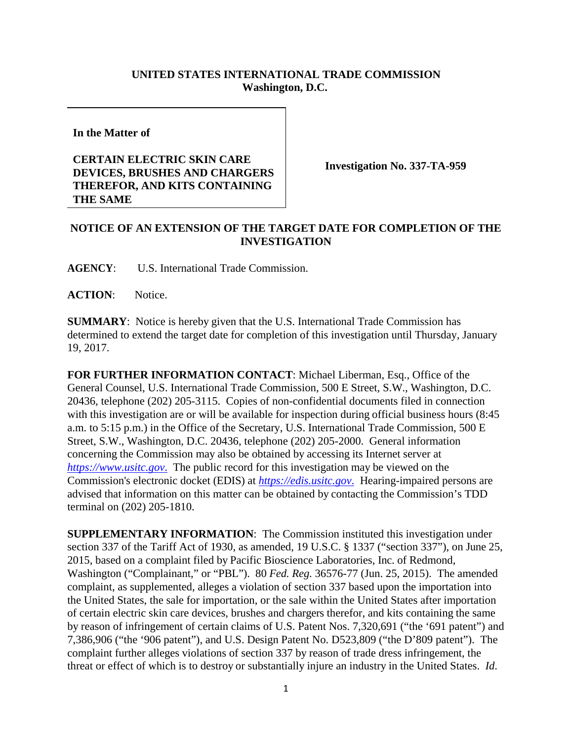**UNITED STATES INTERNATIONAL TRADE COMMISSION**
**Washington, D.C.**

| | |
|---|---|
| **In the Matter of**<br><br>**CERTAIN ELECTRIC SKIN CARE DEVICES, BRUSHES AND CHARGERS THEREFOR, AND KITS CONTAINING THE SAME** | **Investigation No. 337-TA-959** |

## NOTICE OF AN EXTENSION OF THE TARGET DATE FOR COMPLETION OF THE INVESTIGATION

**AGENCY**: U.S. International Trade Commission.

**ACTION**: Notice.

**SUMMARY**: Notice is hereby given that the U.S. International Trade Commission has determined to extend the target date for completion of this investigation until Thursday, January 19, 2017.

**FOR FURTHER INFORMATION CONTACT**: Michael Liberman, Esq., Office of the General Counsel, U.S. International Trade Commission, 500 E Street, S.W., Washington, D.C. 20436, telephone (202) 205-3115. Copies of non-confidential documents filed in connection with this investigation are or will be available for inspection during official business hours (8:45 a.m. to 5:15 p.m.) in the Office of the Secretary, U.S. International Trade Commission, 500 E Street, S.W., Washington, D.C. 20436, telephone (202) 205-2000. General information concerning the Commission may also be obtained by accessing its Internet server at *https://www.usitc.gov.* The public record for this investigation may be viewed on the Commission's electronic docket (EDIS) at *https://edis.usitc.gov.* Hearing-impaired persons are advised that information on this matter can be obtained by contacting the Commission's TDD terminal on (202) 205-1810.

**SUPPLEMENTARY INFORMATION**: The Commission instituted this investigation under section 337 of the Tariff Act of 1930, as amended, 19 U.S.C. § 1337 ("section 337"), on June 25, 2015, based on a complaint filed by Pacific Bioscience Laboratories, Inc. of Redmond, Washington ("Complainant," or "PBL"). 80 *Fed. Reg.* 36576-77 (Jun. 25, 2015). The amended complaint, as supplemented, alleges a violation of section 337 based upon the importation into the United States, the sale for importation, or the sale within the United States after importation of certain electric skin care devices, brushes and chargers therefor, and kits containing the same by reason of infringement of certain claims of U.S. Patent Nos. 7,320,691 ("the '691 patent") and 7,386,906 ("the '906 patent"), and U.S. Design Patent No. D523,809 ("the D'809 patent"). The complaint further alleges violations of section 337 by reason of trade dress infringement, the threat or effect of which is to destroy or substantially injure an industry in the United States. *Id*.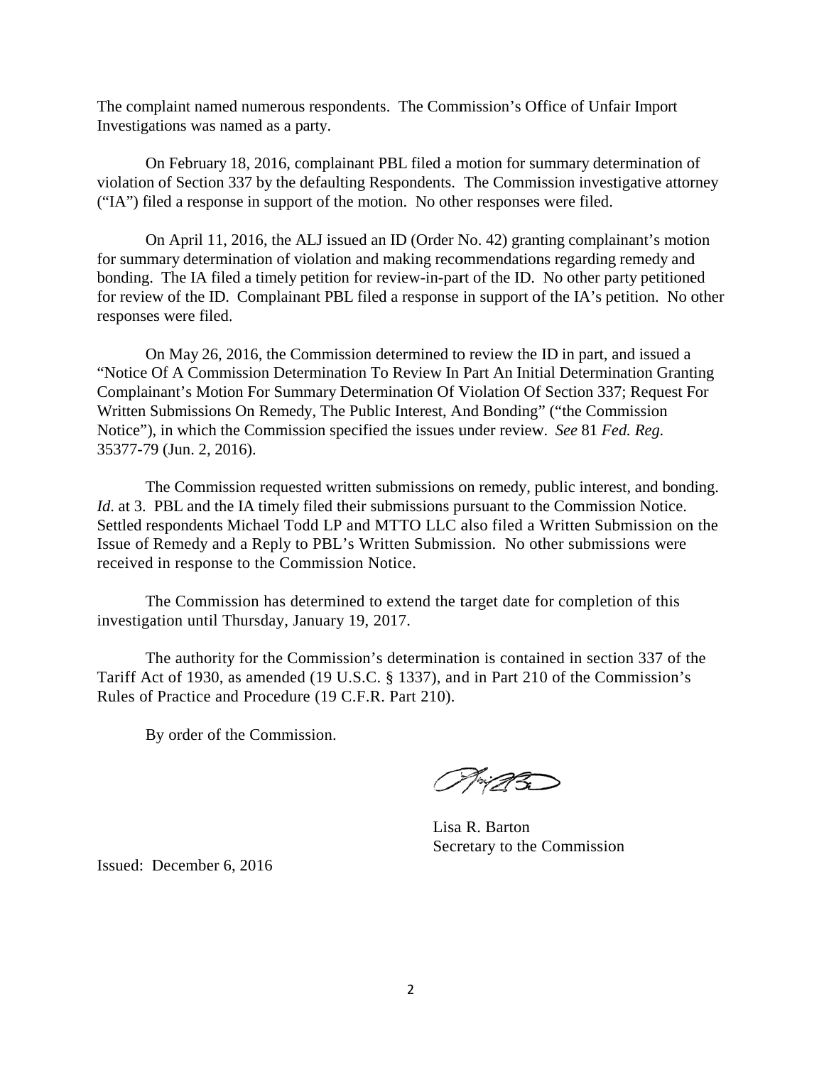The complaint named numerous respondents. The Commission's Office of Unfair Import Investigations was named as a party.

On February 18, 2016, complainant PBL filed a motion for summary determination of violation of Section 337 by the defaulting Respondents. The Commission investigative attorney ("IA") filed a response in support of the motion. No other responses were filed.

On April 11, 2016, the ALJ issued an ID (Order No. 42) granting complainant's motion for summary determination of violation and making recommendations regarding remedy and bonding. The IA filed a timely petition for review-in-part of the ID. No other party petitioned for review of the ID. Complainant PBL filed a response in support of the IA's petition. No other responses were filed.

On May 26, 2016, the Commission determined to review the ID in part, and issued a "Notice Of A Commission Determination To Review In Part An Initial Determination Granting Complainant's Motion For Summary Determination Of Violation Of Section 337; Request For Written Submissions On Remedy, The Public Interest, And Bonding" ("the Commission Notice"), in which the Commission specified the issues under review. *See* 81 *Fed. Reg.* 35377-79 (Jun. 2, 2016).

The Commission requested written submissions on remedy, public interest, and bonding. *Id.* at 3. PBL and the IA timely filed their submissions pursuant to the Commission Notice. Settled respondents Michael Todd LP and MTTO LLC also filed a Written Submission on the Issue of Remedy and a Reply to PBL's Written Submission. No other submissions were received in response to the Commission Notice.

The Commission has determined to extend the target date for completion of this investigation until Thursday, January 19, 2017.

The authority for the Commission's determination is contained in section 337 of the Tariff Act of 1930, as amended (19 U.S.C. § 1337), and in Part 210 of the Commission's Rules of Practice and Procedure (19 C.F.R. Part 210).

By order of the Commission.

Lisa R. Barton
Secretary to the Commission

Issued: December 6, 2016